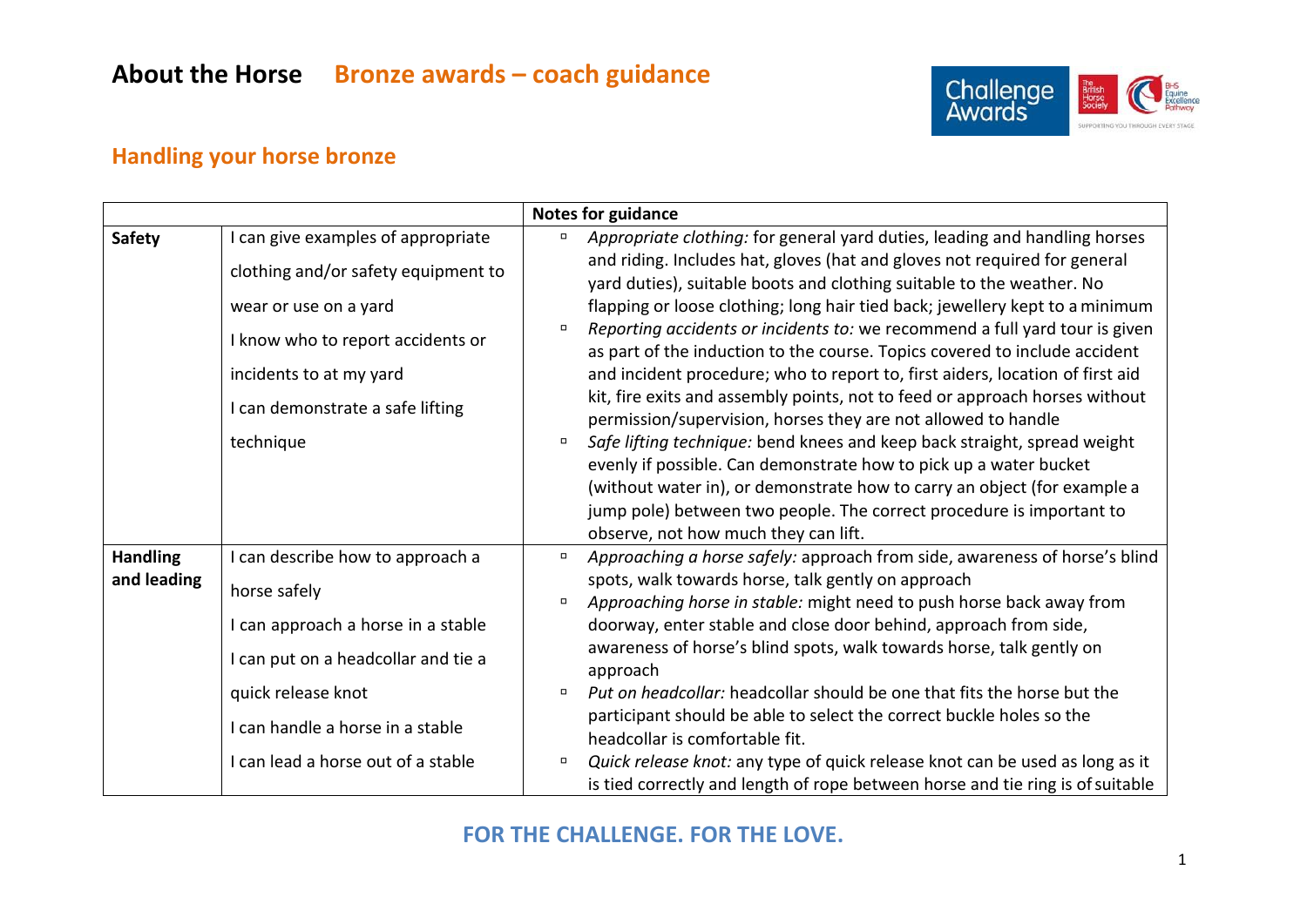# About the Horse Bronze awards – coach guidance

## Handling your horse bronze

| | | Notes for guidance |
|---|---|---|
| **Safety** | I can give examples of appropriate clothing and/or safety equipment to wear or use on a yard<br>I know who to report accidents or incidents to at my yard<br>I can demonstrate a safe lifting technique | ▫ *Appropriate clothing:* for general yard duties, leading and handling horses and riding. Includes hat, gloves (hat and gloves not required for general yard duties), suitable boots and clothing suitable to the weather. No flapping or loose clothing; long hair tied back; jewellery kept to a minimum<br>▫ *Reporting accidents or incidents to:* we recommend a full yard tour is given as part of the induction to the course. Topics covered to include accident and incident procedure; who to report to, first aiders, location of first aid kit, fire exits and assembly points, not to feed or approach horses without permission/supervision, horses they are not allowed to handle<br>▫ *Safe lifting technique:* bend knees and keep back straight, spread weight evenly if possible. Can demonstrate how to pick up a water bucket (without water in), or demonstrate how to carry an object (for example a jump pole) between two people. The correct procedure is important to observe, not how much they can lift. |
| **Handling and leading** | I can describe how to approach a horse safely<br>I can approach a horse in a stable<br>I can put on a headcollar and tie a quick release knot<br>I can handle a horse in a stable<br>I can lead a horse out of a stable | ▫ *Approaching a horse safely:* approach from side, awareness of horse's blind spots, walk towards horse, talk gently on approach<br>▫ *Approaching horse in stable:* might need to push horse back away from doorway, enter stable and close door behind, approach from side, awareness of horse's blind spots, walk towards horse, talk gently on approach<br>▫ *Put on headcollar:* headcollar should be one that fits the horse but the participant should be able to select the correct buckle holes so the headcollar is comfortable fit.<br>▫ *Quick release knot:* any type of quick release knot can be used as long as it is tied correctly and length of rope between horse and tie ring is of suitable |

FOR THE CHALLENGE. FOR THE LOVE.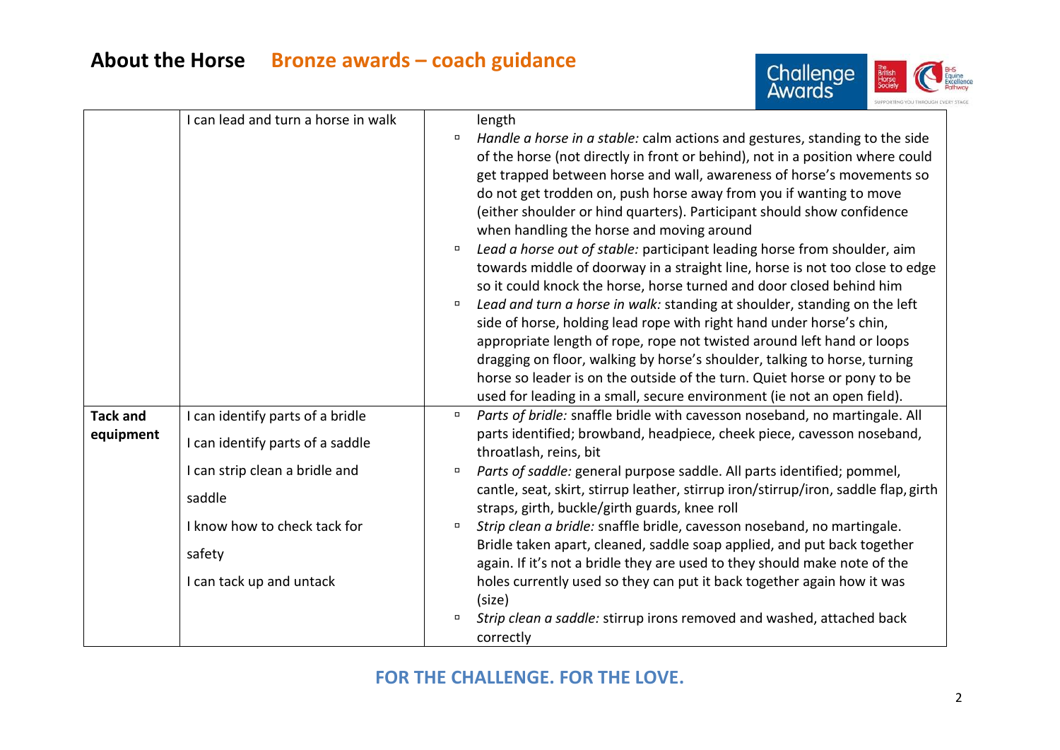## About the Horse — Bronze awards – coach guidance

| | | |
|---|---|---|
| | I can lead and turn a horse in walk | length<br>▫ *Handle a horse in a stable:* calm actions and gestures, standing to the side of the horse (not directly in front or behind), not in a position where could get trapped between horse and wall, awareness of horse's movements so do not get trodden on, push horse away from you if wanting to move (either shoulder or hind quarters). Participant should show confidence when handling the horse and moving around<br>▫ *Lead a horse out of stable:* participant leading horse from shoulder, aim towards middle of doorway in a straight line, horse is not too close to edge so it could knock the horse, horse turned and door closed behind him<br>▫ *Lead and turn a horse in walk:* standing at shoulder, standing on the left side of horse, holding lead rope with right hand under horse's chin, appropriate length of rope, rope not twisted around left hand or loops dragging on floor, walking by horse's shoulder, talking to horse, turning horse so leader is on the outside of the turn. Quiet horse or pony to be used for leading in a small, secure environment (ie not an open field). |
| **Tack and equipment** | I can identify parts of a bridle<br>I can identify parts of a saddle<br>I can strip clean a bridle and saddle<br>I know how to check tack for safety<br>I can tack up and untack | ▫ *Parts of bridle:* snaffle bridle with cavesson noseband, no martingale. All parts identified; browband, headpiece, cheek piece, cavesson noseband, throatlash, reins, bit<br>▫ *Parts of saddle:* general purpose saddle. All parts identified; pommel, cantle, seat, skirt, stirrup leather, stirrup iron/stirrup/iron, saddle flap, girth straps, girth, buckle/girth guards, knee roll<br>▫ *Strip clean a bridle:* snaffle bridle, cavesson noseband, no martingale. Bridle taken apart, cleaned, saddle soap applied, and put back together again. If it's not a bridle they are used to they should make note of the holes currently used so they can put it back together again how it was (size)<br>▫ *Strip clean a saddle:* stirrup irons removed and washed, attached back correctly |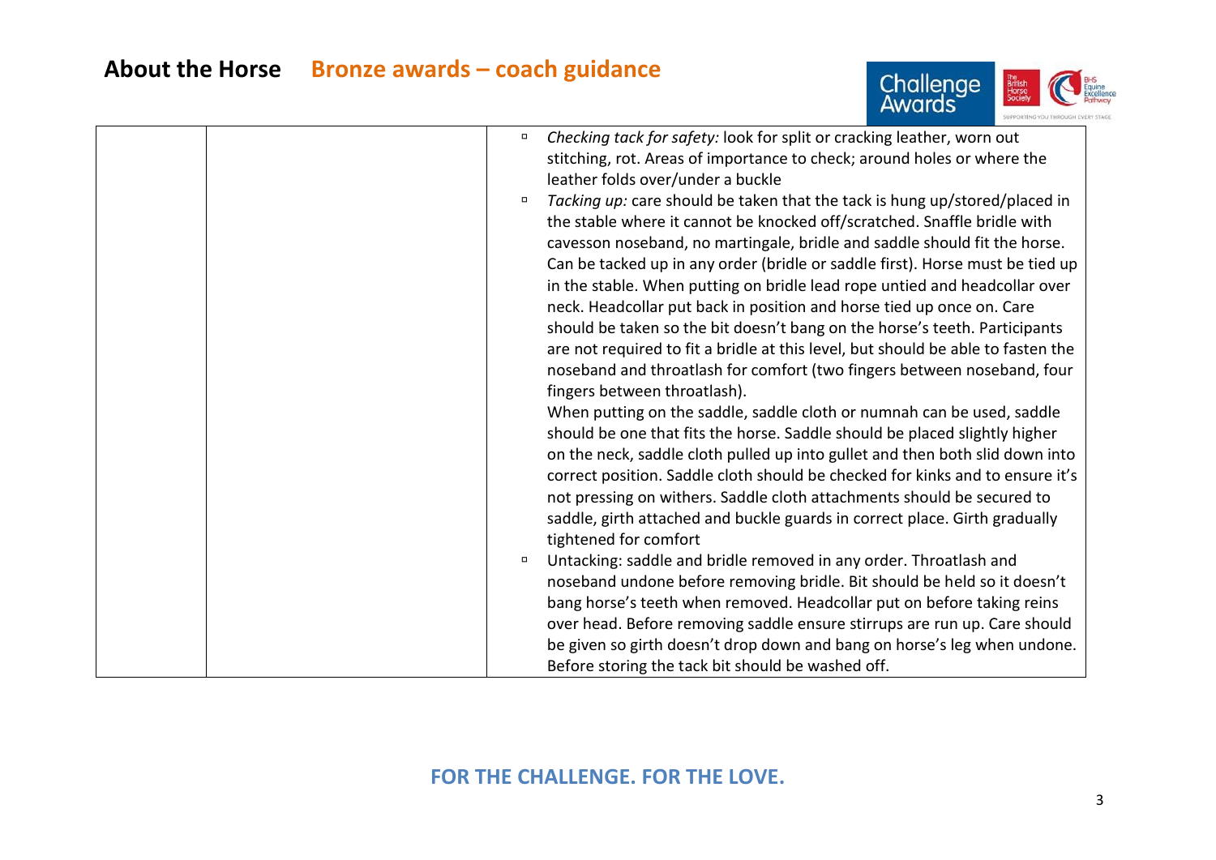| | | |
|---|---|---|
| | | ▫ *Checking tack for safety:* look for split or cracking leather, worn out stitching, rot. Areas of importance to check; around holes or where the leather folds over/under a buckle<br>▫ *Tacking up:* care should be taken that the tack is hung up/stored/placed in the stable where it cannot be knocked off/scratched. Snaffle bridle with cavesson noseband, no martingale, bridle and saddle should fit the horse. Can be tacked up in any order (bridle or saddle first). Horse must be tied up in the stable. When putting on bridle lead rope untied and headcollar over neck. Headcollar put back in position and horse tied up once on. Care should be taken so the bit doesn't bang on the horse's teeth. Participants are not required to fit a bridle at this level, but should be able to fasten the noseband and throatlash for comfort (two fingers between noseband, four fingers between throatlash).<br>When putting on the saddle, saddle cloth or numnah can be used, saddle should be one that fits the horse. Saddle should be placed slightly higher on the neck, saddle cloth pulled up into gullet and then both slid down into correct position. Saddle cloth should be checked for kinks and to ensure it's not pressing on withers. Saddle cloth attachments should be secured to saddle, girth attached and buckle guards in correct place. Girth gradually tightened for comfort<br>▫ Untacking: saddle and bridle removed in any order. Throatlash and noseband undone before removing bridle. Bit should be held so it doesn't bang horse's teeth when removed. Headcollar put on before taking reins over head. Before removing saddle ensure stirrups are run up. Care should be given so girth doesn't drop down and bang on horse's leg when undone. Before storing the tack bit should be washed off. |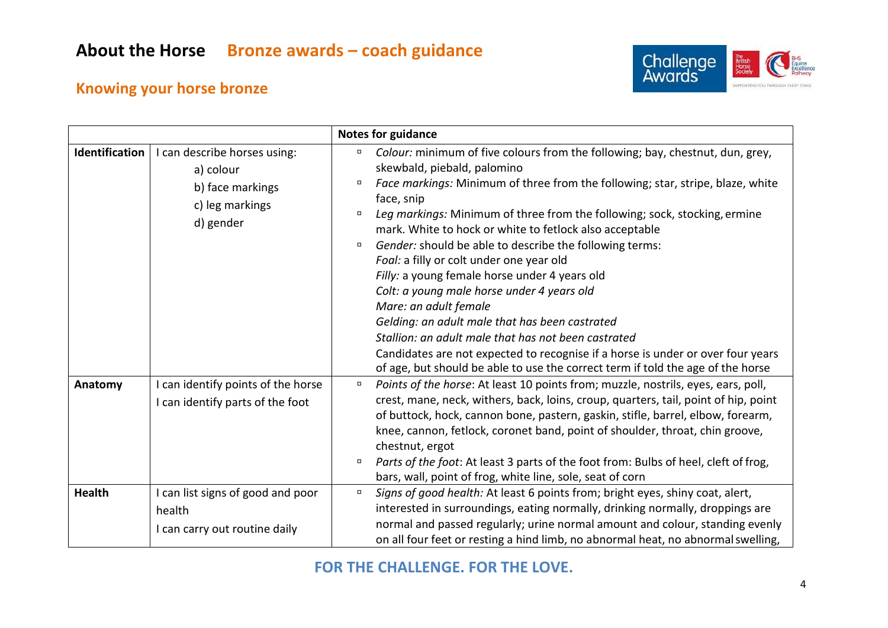# About the Horse  Bronze awards – coach guidance

## Knowing your horse bronze

| | | Notes for guidance |
|---|---|---|
| **Identification** | I can describe horses using:<br>a) colour<br>b) face markings<br>c) leg markings<br>d) gender | ▫ *Colour:* minimum of five colours from the following; bay, chestnut, dun, grey, skewbald, piebald, palomino<br>▫ *Face markings:* Minimum of three from the following; star, stripe, blaze, white face, snip<br>▫ *Leg markings:* Minimum of three from the following; sock, stocking, ermine mark. White to hock or white to fetlock also acceptable<br>▫ *Gender:* should be able to describe the following terms:<br>*Foal:* a filly or colt under one year old<br>*Filly:* a young female horse under 4 years old<br>*Colt: a young male horse under 4 years old*<br>*Mare: an adult female*<br>*Gelding: an adult male that has been castrated*<br>*Stallion: an adult male that has not been castrated*<br>Candidates are not expected to recognise if a horse is under or over four years of age, but should be able to use the correct term if told the age of the horse |
| **Anatomy** | I can identify points of the horse<br>I can identify parts of the foot | ▫ *Points of the horse*: At least 10 points from; muzzle, nostrils, eyes, ears, poll, crest, mane, neck, withers, back, loins, croup, quarters, tail, point of hip, point of buttock, hock, cannon bone, pastern, gaskin, stifle, barrel, elbow, forearm, knee, cannon, fetlock, coronet band, point of shoulder, throat, chin groove, chestnut, ergot<br>▫ *Parts of the foot*: At least 3 parts of the foot from: Bulbs of heel, cleft of frog, bars, wall, point of frog, white line, sole, seat of corn |
| **Health** | I can list signs of good and poor health<br>I can carry out routine daily | ▫ *Signs of good health:* At least 6 points from; bright eyes, shiny coat, alert, interested in surroundings, eating normally, drinking normally, droppings are normal and passed regularly; urine normal amount and colour, standing evenly on all four feet or resting a hind limb, no abnormal heat, no abnormal swelling, |

**FOR THE CHALLENGE. FOR THE LOVE.**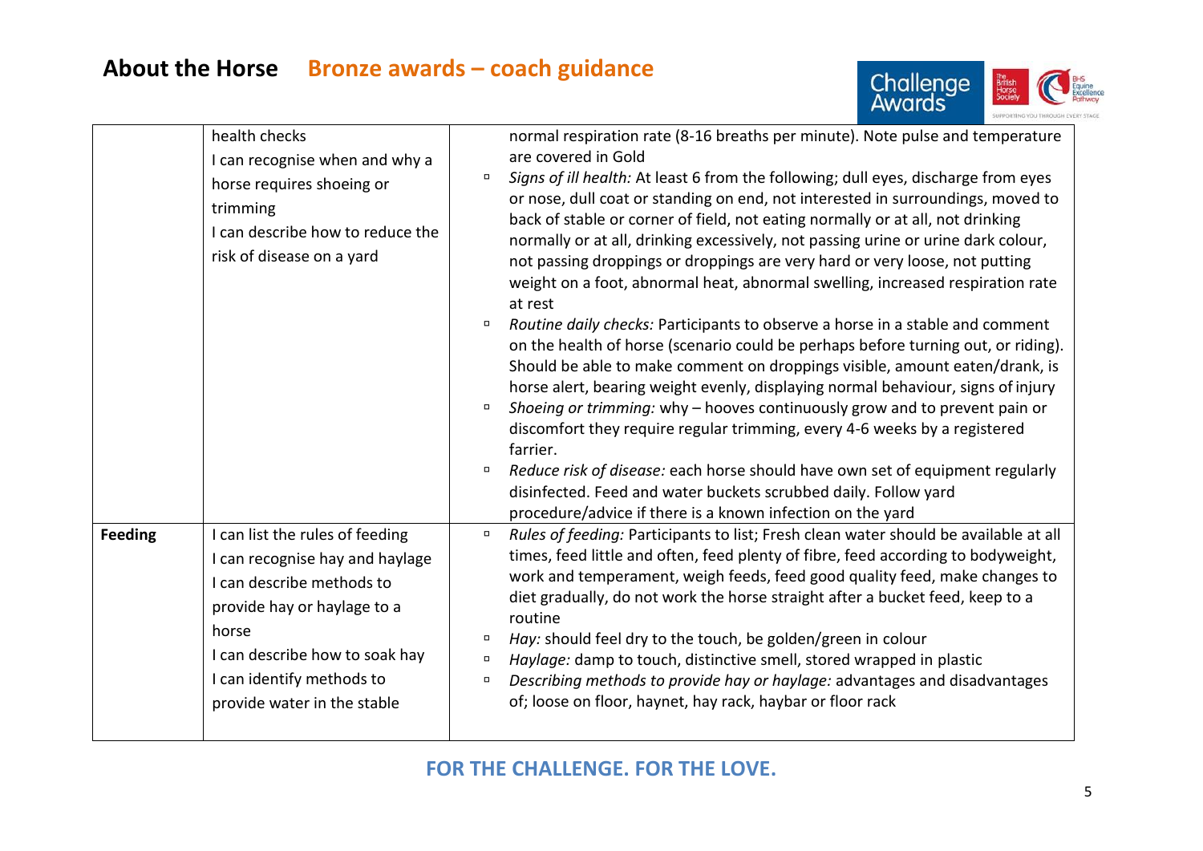| | | |
|---|---|---|
| | health checks<br>I can recognise when and why a horse requires shoeing or trimming<br>I can describe how to reduce the risk of disease on a yard | normal respiration rate (8-16 breaths per minute). Note pulse and temperature are covered in Gold<br>▫ *Signs of ill health:* At least 6 from the following; dull eyes, discharge from eyes or nose, dull coat or standing on end, not interested in surroundings, moved to back of stable or corner of field, not eating normally or at all, not drinking normally or at all, drinking excessively, not passing urine or urine dark colour, not passing droppings or droppings are very hard or very loose, not putting weight on a foot, abnormal heat, abnormal swelling, increased respiration rate at rest<br>▫ *Routine daily checks:* Participants to observe a horse in a stable and comment on the health of horse (scenario could be perhaps before turning out, or riding). Should be able to make comment on droppings visible, amount eaten/drank, is horse alert, bearing weight evenly, displaying normal behaviour, signs of injury<br>▫ *Shoeing or trimming:* why – hooves continuously grow and to prevent pain or discomfort they require regular trimming, every 4-6 weeks by a registered farrier.<br>▫ *Reduce risk of disease:* each horse should have own set of equipment regularly disinfected. Feed and water buckets scrubbed daily. Follow yard procedure/advice if there is a known infection on the yard |
| **Feeding** | I can list the rules of feeding<br>I can recognise hay and haylage<br>I can describe methods to provide hay or haylage to a horse<br>I can describe how to soak hay<br>I can identify methods to provide water in the stable | ▫ *Rules of feeding:* Participants to list; Fresh clean water should be available at all times, feed little and often, feed plenty of fibre, feed according to bodyweight, work and temperament, weigh feeds, feed good quality feed, make changes to diet gradually, do not work the horse straight after a bucket feed, keep to a routine<br>▫ *Hay:* should feel dry to the touch, be golden/green in colour<br>▫ *Haylage:* damp to touch, distinctive smell, stored wrapped in plastic<br>▫ *Describing methods to provide hay or haylage:* advantages and disadvantages of; loose on floor, haynet, hay rack, haybar or floor rack |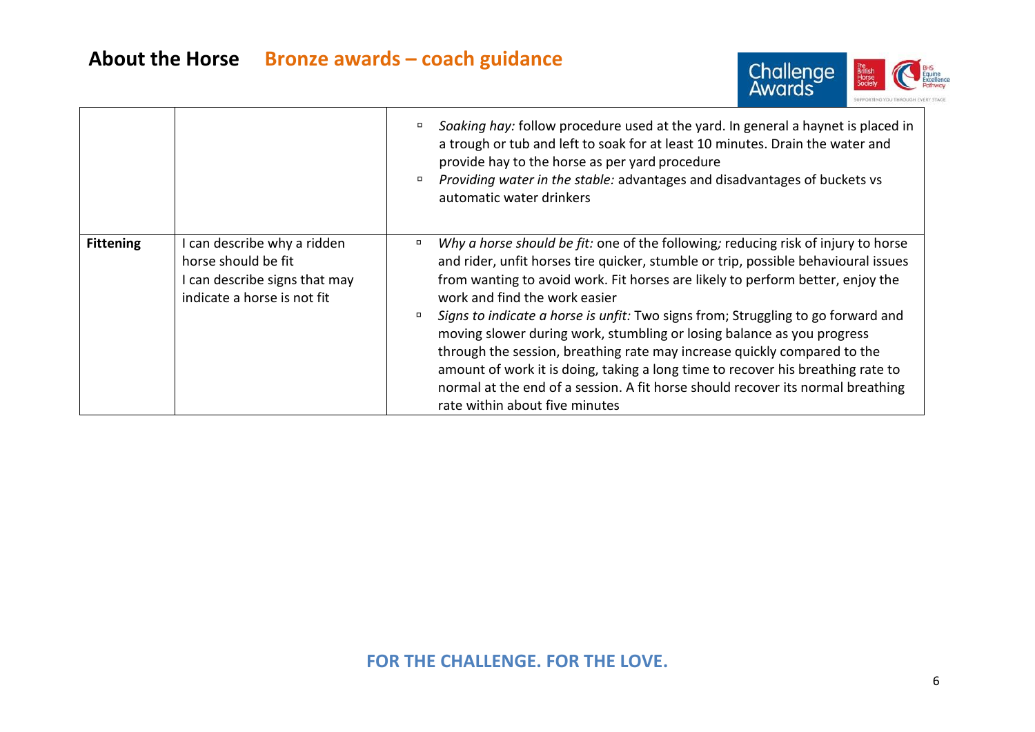## About the Horse — Bronze awards – coach guidance

| | | |
|---|---|---|
| | | ▫ *Soaking hay:* follow procedure used at the yard. In general a haynet is placed in a trough or tub and left to soak for at least 10 minutes. Drain the water and provide hay to the horse as per yard procedure<br>▫ *Providing water in the stable:* advantages and disadvantages of buckets vs automatic water drinkers |
| **Fittening** | I can describe why a ridden horse should be fit<br>I can describe signs that may indicate a horse is not fit | ▫ *Why a horse should be fit:* one of the following*;* reducing risk of injury to horse and rider, unfit horses tire quicker, stumble or trip, possible behavioural issues from wanting to avoid work. Fit horses are likely to perform better, enjoy the work and find the work easier<br>▫ *Signs to indicate a horse is unfit:* Two signs from; Struggling to go forward and moving slower during work, stumbling or losing balance as you progress through the session, breathing rate may increase quickly compared to the amount of work it is doing, taking a long time to recover his breathing rate to normal at the end of a session. A fit horse should recover its normal breathing rate within about five minutes |

**FOR THE CHALLENGE. FOR THE LOVE.**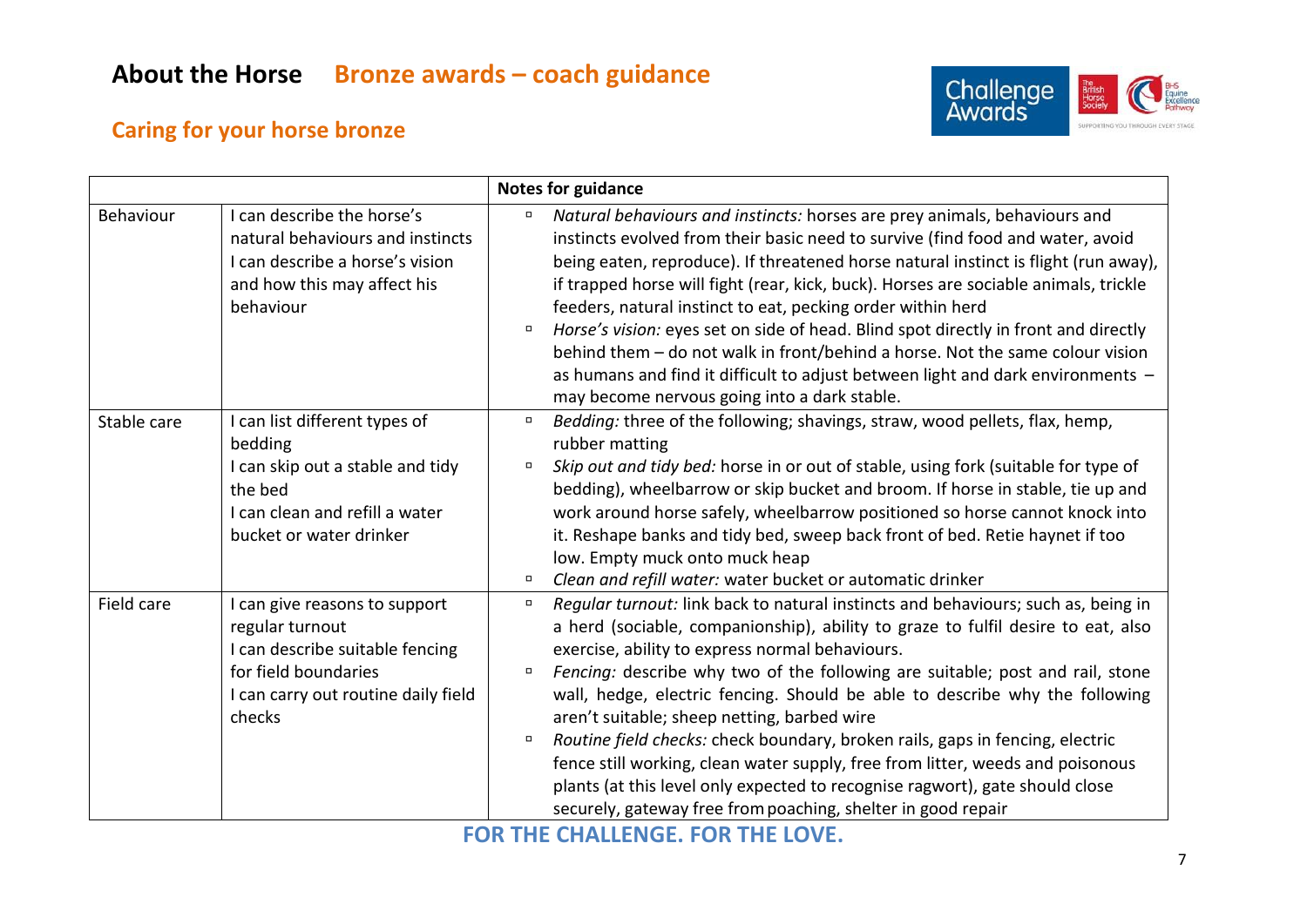# About the Horse **Bronze awards – coach guidance**

## Caring for your horse bronze

| | | Notes for guidance |
|---|---|---|
| Behaviour | I can describe the horse's natural behaviours and instincts<br>I can describe a horse's vision and how this may affect his behaviour | - *Natural behaviours and instincts:* horses are prey animals, behaviours and instincts evolved from their basic need to survive (find food and water, avoid being eaten, reproduce). If threatened horse natural instinct is flight (run away), if trapped horse will fight (rear, kick, buck). Horses are sociable animals, trickle feeders, natural instinct to eat, pecking order within herd<br>- *Horse's vision:* eyes set on side of head. Blind spot directly in front and directly behind them – do not walk in front/behind a horse. Not the same colour vision as humans and find it difficult to adjust between light and dark environments – may become nervous going into a dark stable. |
| Stable care | I can list different types of bedding<br>I can skip out a stable and tidy the bed<br>I can clean and refill a water bucket or water drinker | - *Bedding:* three of the following; shavings, straw, wood pellets, flax, hemp, rubber matting<br>- *Skip out and tidy bed:* horse in or out of stable, using fork (suitable for type of bedding), wheelbarrow or skip bucket and broom. If horse in stable, tie up and work around horse safely, wheelbarrow positioned so horse cannot knock into it. Reshape banks and tidy bed, sweep back front of bed. Retie haynet if too low. Empty muck onto muck heap<br>- *Clean and refill water:* water bucket or automatic drinker |
| Field care | I can give reasons to support regular turnout<br>I can describe suitable fencing for field boundaries<br>I can carry out routine daily field checks | - *Regular turnout:* link back to natural instincts and behaviours; such as, being in a herd (sociable, companionship), ability to graze to fulfil desire to eat, also exercise, ability to express normal behaviours.<br>- *Fencing:* describe why two of the following are suitable; post and rail, stone wall, hedge, electric fencing. Should be able to describe why the following aren't suitable; sheep netting, barbed wire<br>- *Routine field checks:* check boundary, broken rails, gaps in fencing, electric fence still working, clean water supply, free from litter, weeds and poisonous plants (at this level only expected to recognise ragwort), gate should close securely, gateway free from poaching, shelter in good repair |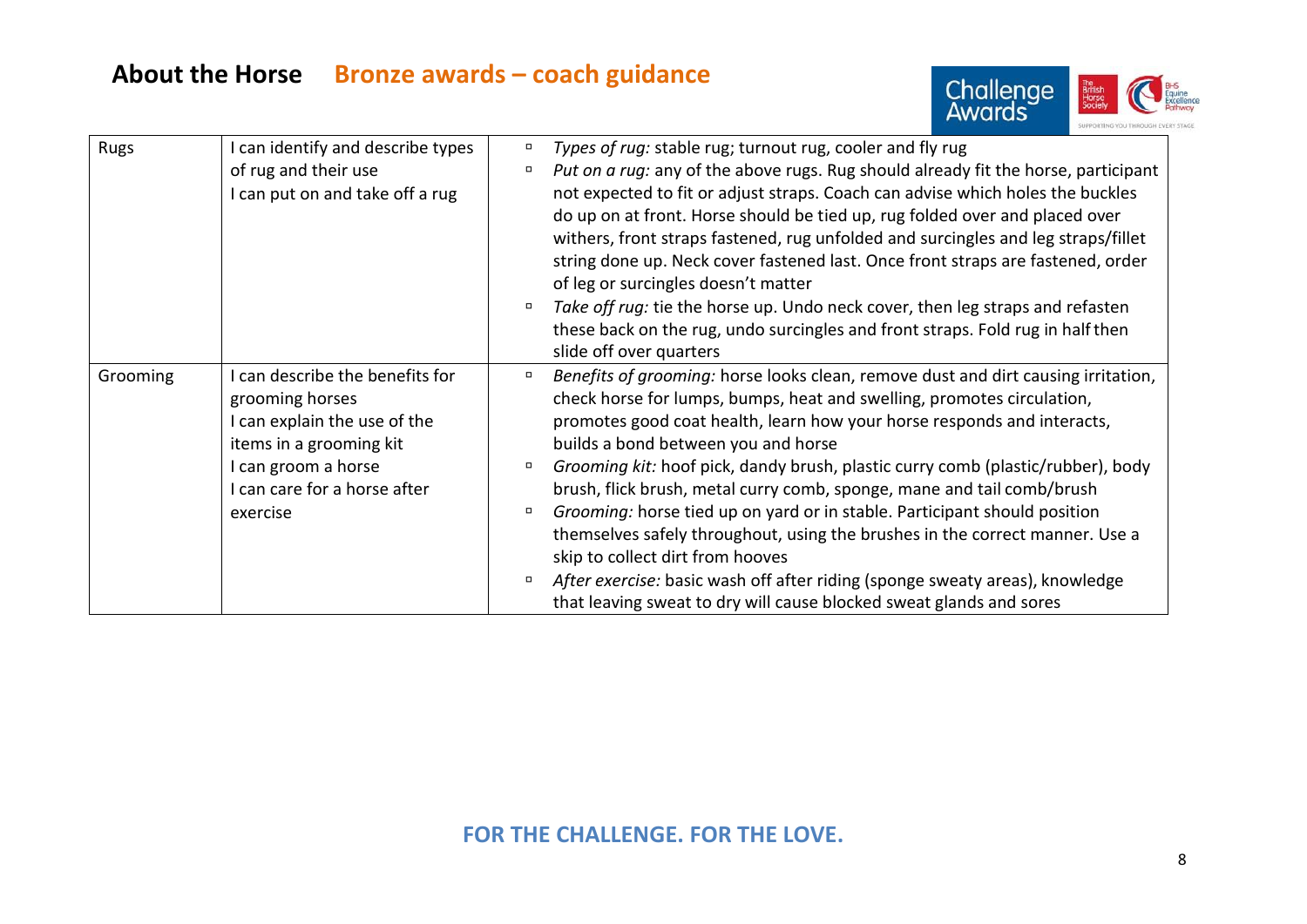# About the Horse — Bronze awards – coach guidance

| | | |
|---|---|---|
| Rugs | I can identify and describe types of rug and their use<br>I can put on and take off a rug | ▫ *Types of rug:* stable rug; turnout rug, cooler and fly rug<br>▫ *Put on a rug:* any of the above rugs. Rug should already fit the horse, participant not expected to fit or adjust straps. Coach can advise which holes the buckles do up on at front. Horse should be tied up, rug folded over and placed over withers, front straps fastened, rug unfolded and surcingles and leg straps/fillet string done up. Neck cover fastened last. Once front straps are fastened, order of leg or surcingles doesn't matter<br>▫ *Take off rug:* tie the horse up. Undo neck cover, then leg straps and refasten these back on the rug, undo surcingles and front straps. Fold rug in half then slide off over quarters |
| Grooming | I can describe the benefits for grooming horses<br>I can explain the use of the items in a grooming kit<br>I can groom a horse<br>I can care for a horse after exercise | ▫ *Benefits of grooming:* horse looks clean, remove dust and dirt causing irritation, check horse for lumps, bumps, heat and swelling, promotes circulation, promotes good coat health, learn how your horse responds and interacts, builds a bond between you and horse<br>▫ *Grooming kit:* hoof pick, dandy brush, plastic curry comb (plastic/rubber), body brush, flick brush, metal curry comb, sponge, mane and tail comb/brush<br>▫ *Grooming:* horse tied up on yard or in stable. Participant should position themselves safely throughout, using the brushes in the correct manner. Use a skip to collect dirt from hooves<br>▫ *After exercise:* basic wash off after riding (sponge sweaty areas), knowledge that leaving sweat to dry will cause blocked sweat glands and sores |

**FOR THE CHALLENGE. FOR THE LOVE.**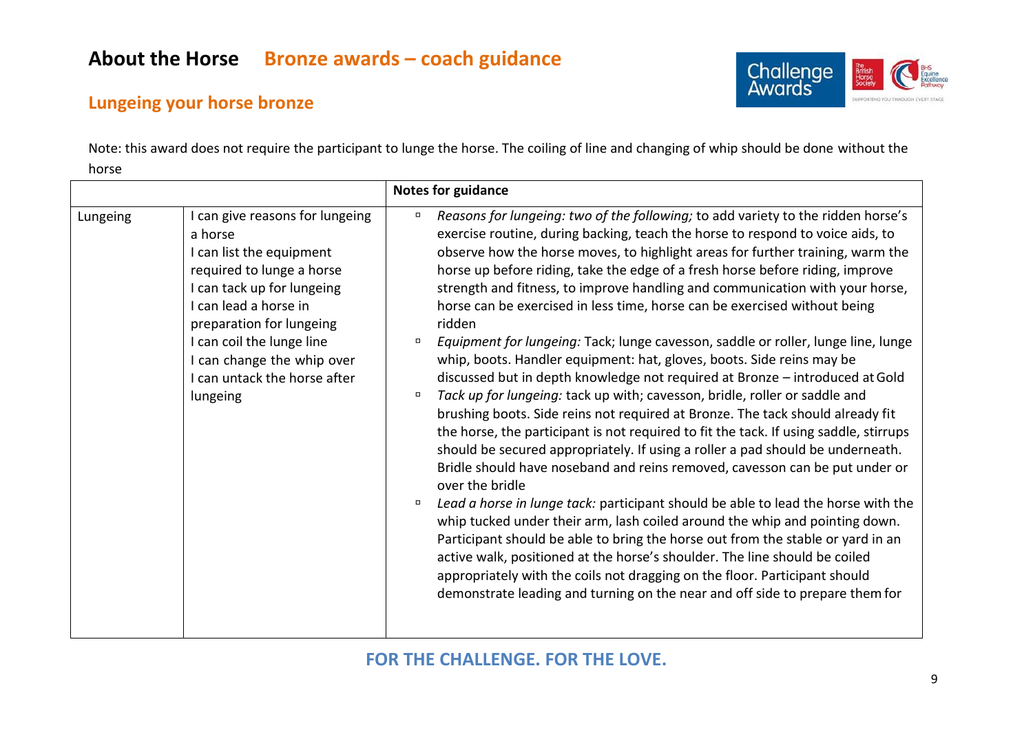# About the Horse **Bronze awards – coach guidance**

## Lungeing your horse bronze

Note: this award does not require the participant to lunge the horse. The coiling of line and changing of whip should be done without the horse

| | | Notes for guidance |
|---|---|---|
| Lungeing | I can give reasons for lungeing a horse<br>I can list the equipment required to lunge a horse<br>I can tack up for lungeing<br>I can lead a horse in preparation for lungeing<br>I can coil the lunge line<br>I can change the whip over<br>I can untack the horse after lungeing | ▫ *Reasons for lungeing: two of the following;* to add variety to the ridden horse's exercise routine, during backing, teach the horse to respond to voice aids, to observe how the horse moves, to highlight areas for further training, warm the horse up before riding, take the edge of a fresh horse before riding, improve strength and fitness, to improve handling and communication with your horse, horse can be exercised in less time, horse can be exercised without being ridden<br>▫ *Equipment for lungeing:* Tack; lunge cavesson, saddle or roller, lunge line, lunge whip, boots. Handler equipment: hat, gloves, boots. Side reins may be discussed but in depth knowledge not required at Bronze – introduced at Gold<br>▫ *Tack up for lungeing:* tack up with; cavesson, bridle, roller or saddle and brushing boots. Side reins not required at Bronze. The tack should already fit the horse, the participant is not required to fit the tack. If using saddle, stirrups should be secured appropriately. If using a roller a pad should be underneath. Bridle should have noseband and reins removed, cavesson can be put under or over the bridle<br>▫ *Lead a horse in lunge tack:* participant should be able to lead the horse with the whip tucked under their arm, lash coiled around the whip and pointing down. Participant should be able to bring the horse out from the stable or yard in an active walk, positioned at the horse's shoulder. The line should be coiled appropriately with the coils not dragging on the floor. Participant should demonstrate leading and turning on the near and off side to prepare them for |

FOR THE CHALLENGE. FOR THE LOVE.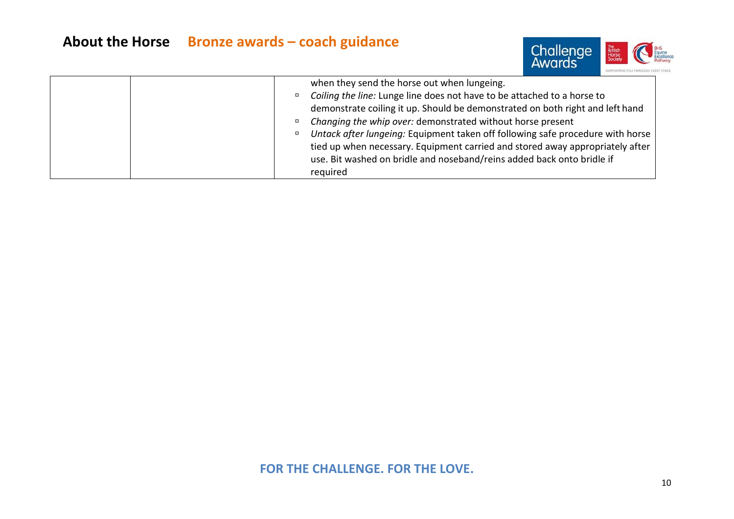| | | |
|---|---|---|
| | | when they send the horse out when lungeing.<br>▫ *Coiling the line:* Lunge line does not have to be attached to a horse to demonstrate coiling it up. Should be demonstrated on both right and left hand<br>▫ *Changing the whip over:* demonstrated without horse present<br>▫ *Untack after lungeing:* Equipment taken off following safe procedure with horse tied up when necessary. Equipment carried and stored away appropriately after use. Bit washed on bridle and noseband/reins added back onto bridle if required |